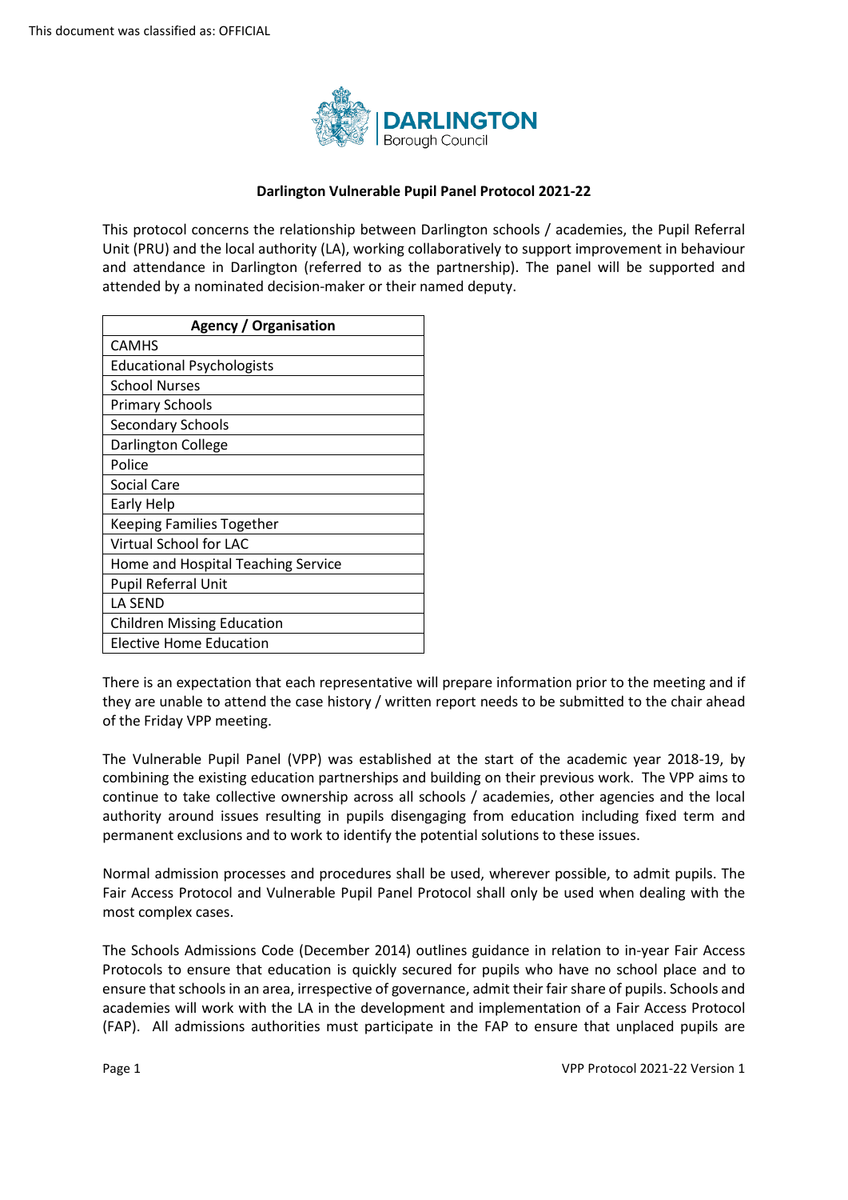This document was classified as: OFFICIAL

**Darlington Vulnerable Pupil Panel Protocol 2021-22**

This protocol concerns the relationship between Darlington schools / academies, the Pupil Referral Unit (PRU) and the local authority (LA), working collaboratively to support improvement in behaviour and attendance in Darlington (referred to as the partnership). The panel will be supported and attended by a nominated decision-maker or their named deputy.

| Agency / Organisation |
|---|
| CAMHS |
| Educational Psychologists |
| School Nurses |
| Primary Schools |
| Secondary Schools |
| Darlington College |
| Police |
| Social Care |
| Early Help |
| Keeping Families Together |
| Virtual School for LAC |
| Home and Hospital Teaching Service |
| Pupil Referral Unit |
| LA SEND |
| Children Missing Education |
| Elective Home Education |

There is an expectation that each representative will prepare information prior to the meeting and if they are unable to attend the case history / written report needs to be submitted to the chair ahead of the Friday VPP meeting.

The Vulnerable Pupil Panel (VPP) was established at the start of the academic year 2018-19, by combining the existing education partnerships and building on their previous work. The VPP aims to continue to take collective ownership across all schools / academies, other agencies and the local authority around issues resulting in pupils disengaging from education including fixed term and permanent exclusions and to work to identify the potential solutions to these issues.

Normal admission processes and procedures shall be used, wherever possible, to admit pupils. The Fair Access Protocol and Vulnerable Pupil Panel Protocol shall only be used when dealing with the most complex cases.

The Schools Admissions Code (December 2014) outlines guidance in relation to in-year Fair Access Protocols to ensure that education is quickly secured for pupils who have no school place and to ensure that schools in an area, irrespective of governance, admit their fair share of pupils. Schools and academies will work with the LA in the development and implementation of a Fair Access Protocol (FAP). All admissions authorities must participate in the FAP to ensure that unplaced pupils are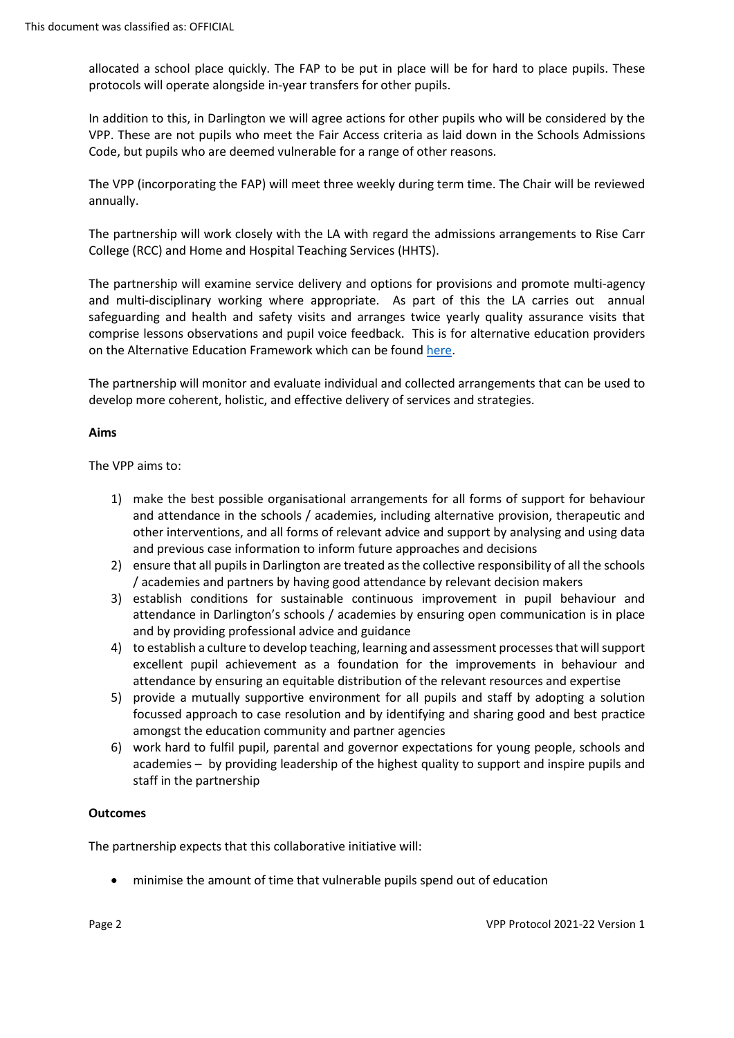allocated a school place quickly. The FAP to be put in place will be for hard to place pupils. These protocols will operate alongside in-year transfers for other pupils.

In addition to this, in Darlington we will agree actions for other pupils who will be considered by the VPP. These are not pupils who meet the Fair Access criteria as laid down in the Schools Admissions Code, but pupils who are deemed vulnerable for a range of other reasons.

The VPP (incorporating the FAP) will meet three weekly during term time. The Chair will be reviewed annually.

The partnership will work closely with the LA with regard the admissions arrangements to Rise Carr College (RCC) and Home and Hospital Teaching Services (HHTS).

The partnership will examine service delivery and options for provisions and promote multi-agency and multi-disciplinary working where appropriate. As part of this the LA carries out annual safeguarding and health and safety visits and arranges twice yearly quality assurance visits that comprise lessons observations and pupil voice feedback. This is for alternative education providers on the Alternative Education Framework which can be found here.

The partnership will monitor and evaluate individual and collected arrangements that can be used to develop more coherent, holistic, and effective delivery of services and strategies.

**Aims**

The VPP aims to:

1) make the best possible organisational arrangements for all forms of support for behaviour and attendance in the schools / academies, including alternative provision, therapeutic and other interventions, and all forms of relevant advice and support by analysing and using data and previous case information to inform future approaches and decisions
2) ensure that all pupils in Darlington are treated as the collective responsibility of all the schools / academies and partners by having good attendance by relevant decision makers
3) establish conditions for sustainable continuous improvement in pupil behaviour and attendance in Darlington's schools / academies by ensuring open communication is in place and by providing professional advice and guidance
4) to establish a culture to develop teaching, learning and assessment processes that will support excellent pupil achievement as a foundation for the improvements in behaviour and attendance by ensuring an equitable distribution of the relevant resources and expertise
5) provide a mutually supportive environment for all pupils and staff by adopting a solution focussed approach to case resolution and by identifying and sharing good and best practice amongst the education community and partner agencies
6) work hard to fulfil pupil, parental and governor expectations for young people, schools and academies – by providing leadership of the highest quality to support and inspire pupils and staff in the partnership

**Outcomes**

The partnership expects that this collaborative initiative will:

- minimise the amount of time that vulnerable pupils spend out of education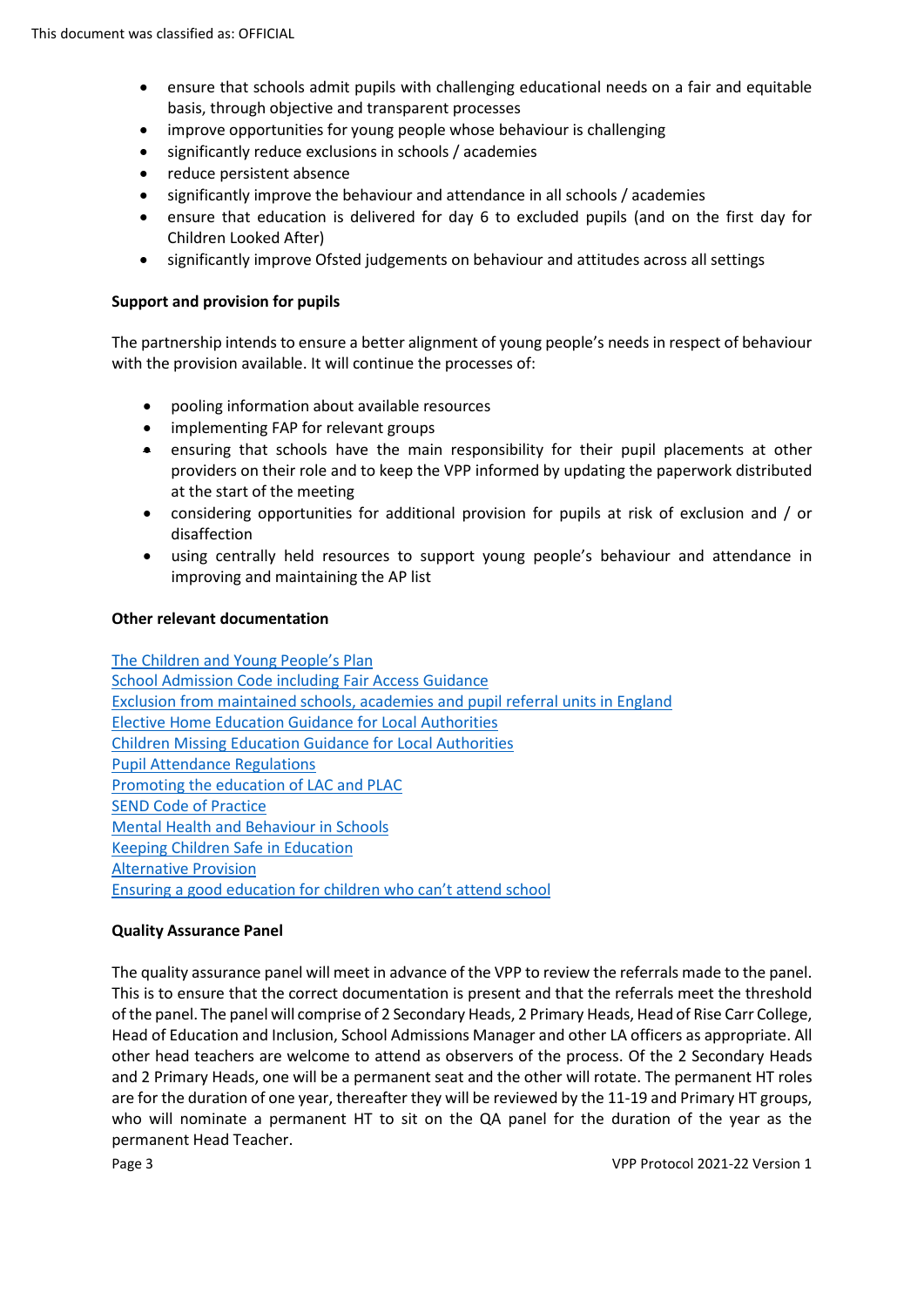- ensure that schools admit pupils with challenging educational needs on a fair and equitable basis, through objective and transparent processes
- improve opportunities for young people whose behaviour is challenging
- significantly reduce exclusions in schools / academies
- reduce persistent absence
- significantly improve the behaviour and attendance in all schools / academies
- ensure that education is delivered for day 6 to excluded pupils (and on the first day for Children Looked After)
- significantly improve Ofsted judgements on behaviour and attitudes across all settings

**Support and provision for pupils**

The partnership intends to ensure a better alignment of young people's needs in respect of behaviour with the provision available. It will continue the processes of:

- pooling information about available resources
- implementing FAP for relevant groups
- ensuring that schools have the main responsibility for their pupil placements at other providers on their role and to keep the VPP informed by updating the paperwork distributed at the start of the meeting
- considering opportunities for additional provision for pupils at risk of exclusion and / or disaffection
- using centrally held resources to support young people's behaviour and attendance in improving and maintaining the AP list

**Other relevant documentation**

The Children and Young People's Plan
School Admission Code including Fair Access Guidance
Exclusion from maintained schools, academies and pupil referral units in England
Elective Home Education Guidance for Local Authorities
Children Missing Education Guidance for Local Authorities
Pupil Attendance Regulations
Promoting the education of LAC and PLAC
SEND Code of Practice
Mental Health and Behaviour in Schools
Keeping Children Safe in Education
Alternative Provision
Ensuring a good education for children who can't attend school

**Quality Assurance Panel**

The quality assurance panel will meet in advance of the VPP to review the referrals made to the panel. This is to ensure that the correct documentation is present and that the referrals meet the threshold of the panel. The panel will comprise of 2 Secondary Heads, 2 Primary Heads, Head of Rise Carr College, Head of Education and Inclusion, School Admissions Manager and other LA officers as appropriate. All other head teachers are welcome to attend as observers of the process. Of the 2 Secondary Heads and 2 Primary Heads, one will be a permanent seat and the other will rotate. The permanent HT roles are for the duration of one year, thereafter they will be reviewed by the 11-19 and Primary HT groups, who will nominate a permanent HT to sit on the QA panel for the duration of the year as the permanent Head Teacher.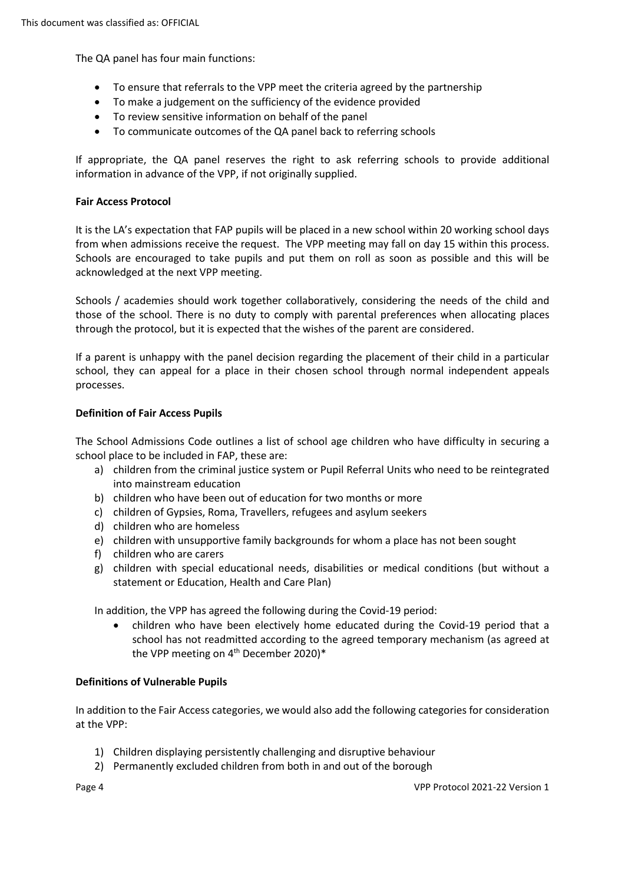The QA panel has four main functions:

- To ensure that referrals to the VPP meet the criteria agreed by the partnership
- To make a judgement on the sufficiency of the evidence provided
- To review sensitive information on behalf of the panel
- To communicate outcomes of the QA panel back to referring schools

If appropriate, the QA panel reserves the right to ask referring schools to provide additional information in advance of the VPP, if not originally supplied.

**Fair Access Protocol**

It is the LA's expectation that FAP pupils will be placed in a new school within 20 working school days from when admissions receive the request. The VPP meeting may fall on day 15 within this process. Schools are encouraged to take pupils and put them on roll as soon as possible and this will be acknowledged at the next VPP meeting.

Schools / academies should work together collaboratively, considering the needs of the child and those of the school. There is no duty to comply with parental preferences when allocating places through the protocol, but it is expected that the wishes of the parent are considered.

If a parent is unhappy with the panel decision regarding the placement of their child in a particular school, they can appeal for a place in their chosen school through normal independent appeals processes.

**Definition of Fair Access Pupils**

The School Admissions Code outlines a list of school age children who have difficulty in securing a school place to be included in FAP, these are:

a) children from the criminal justice system or Pupil Referral Units who need to be reintegrated into mainstream education
b) children who have been out of education for two months or more
c) children of Gypsies, Roma, Travellers, refugees and asylum seekers
d) children who are homeless
e) children with unsupportive family backgrounds for whom a place has not been sought
f) children who are carers
g) children with special educational needs, disabilities or medical conditions (but without a statement or Education, Health and Care Plan)

In addition, the VPP has agreed the following during the Covid-19 period:

- children who have been electively home educated during the Covid-19 period that a school has not readmitted according to the agreed temporary mechanism (as agreed at the VPP meeting on 4th December 2020)*

**Definitions of Vulnerable Pupils**

In addition to the Fair Access categories, we would also add the following categories for consideration at the VPP:

1) Children displaying persistently challenging and disruptive behaviour
2) Permanently excluded children from both in and out of the borough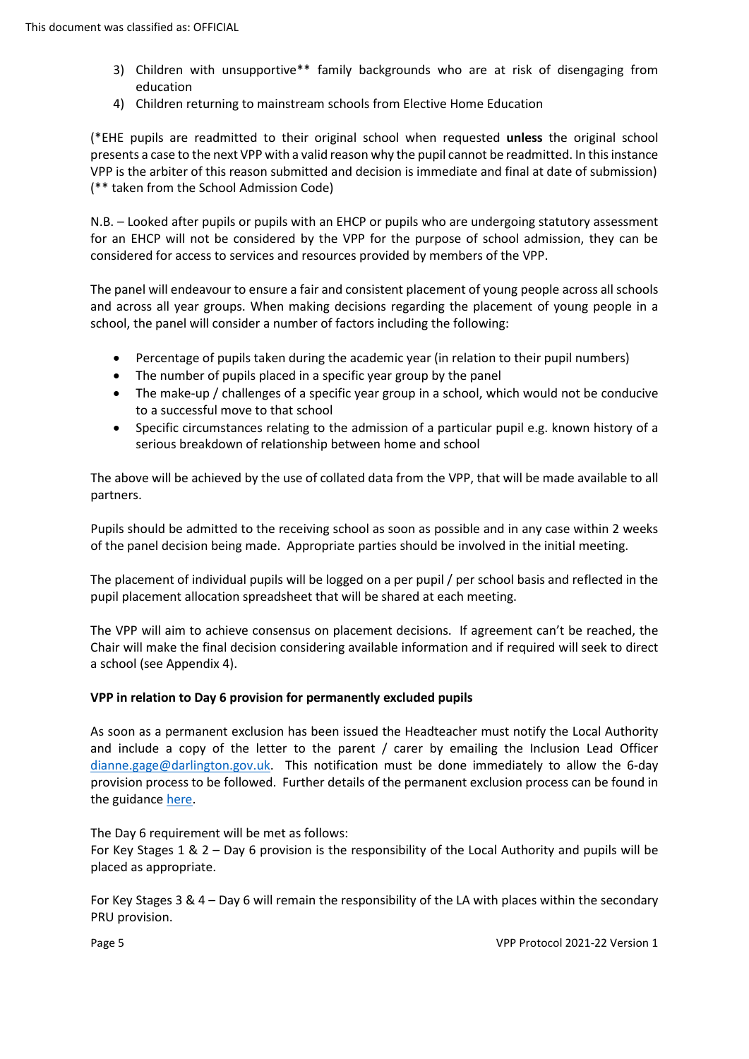3) Children with unsupportive** family backgrounds who are at risk of disengaging from education
4) Children returning to mainstream schools from Elective Home Education

(*EHE pupils are readmitted to their original school when requested **unless** the original school presents a case to the next VPP with a valid reason why the pupil cannot be readmitted. In this instance VPP is the arbiter of this reason submitted and decision is immediate and final at date of submission)
(** taken from the School Admission Code)

N.B. – Looked after pupils or pupils with an EHCP or pupils who are undergoing statutory assessment for an EHCP will not be considered by the VPP for the purpose of school admission, they can be considered for access to services and resources provided by members of the VPP.

The panel will endeavour to ensure a fair and consistent placement of young people across all schools and across all year groups. When making decisions regarding the placement of young people in a school, the panel will consider a number of factors including the following:

- Percentage of pupils taken during the academic year (in relation to their pupil numbers)
- The number of pupils placed in a specific year group by the panel
- The make-up / challenges of a specific year group in a school, which would not be conducive to a successful move to that school
- Specific circumstances relating to the admission of a particular pupil e.g. known history of a serious breakdown of relationship between home and school

The above will be achieved by the use of collated data from the VPP, that will be made available to all partners.

Pupils should be admitted to the receiving school as soon as possible and in any case within 2 weeks of the panel decision being made. Appropriate parties should be involved in the initial meeting.

The placement of individual pupils will be logged on a per pupil / per school basis and reflected in the pupil placement allocation spreadsheet that will be shared at each meeting.

The VPP will aim to achieve consensus on placement decisions. If agreement can't be reached, the Chair will make the final decision considering available information and if required will seek to direct a school (see Appendix 4).

**VPP in relation to Day 6 provision for permanently excluded pupils**

As soon as a permanent exclusion has been issued the Headteacher must notify the Local Authority and include a copy of the letter to the parent / carer by emailing the Inclusion Lead Officer dianne.gage@darlington.gov.uk. This notification must be done immediately to allow the 6-day provision process to be followed. Further details of the permanent exclusion process can be found in the guidance here.

The Day 6 requirement will be met as follows:
For Key Stages 1 & 2 – Day 6 provision is the responsibility of the Local Authority and pupils will be placed as appropriate.

For Key Stages 3 & 4 – Day 6 will remain the responsibility of the LA with places within the secondary PRU provision.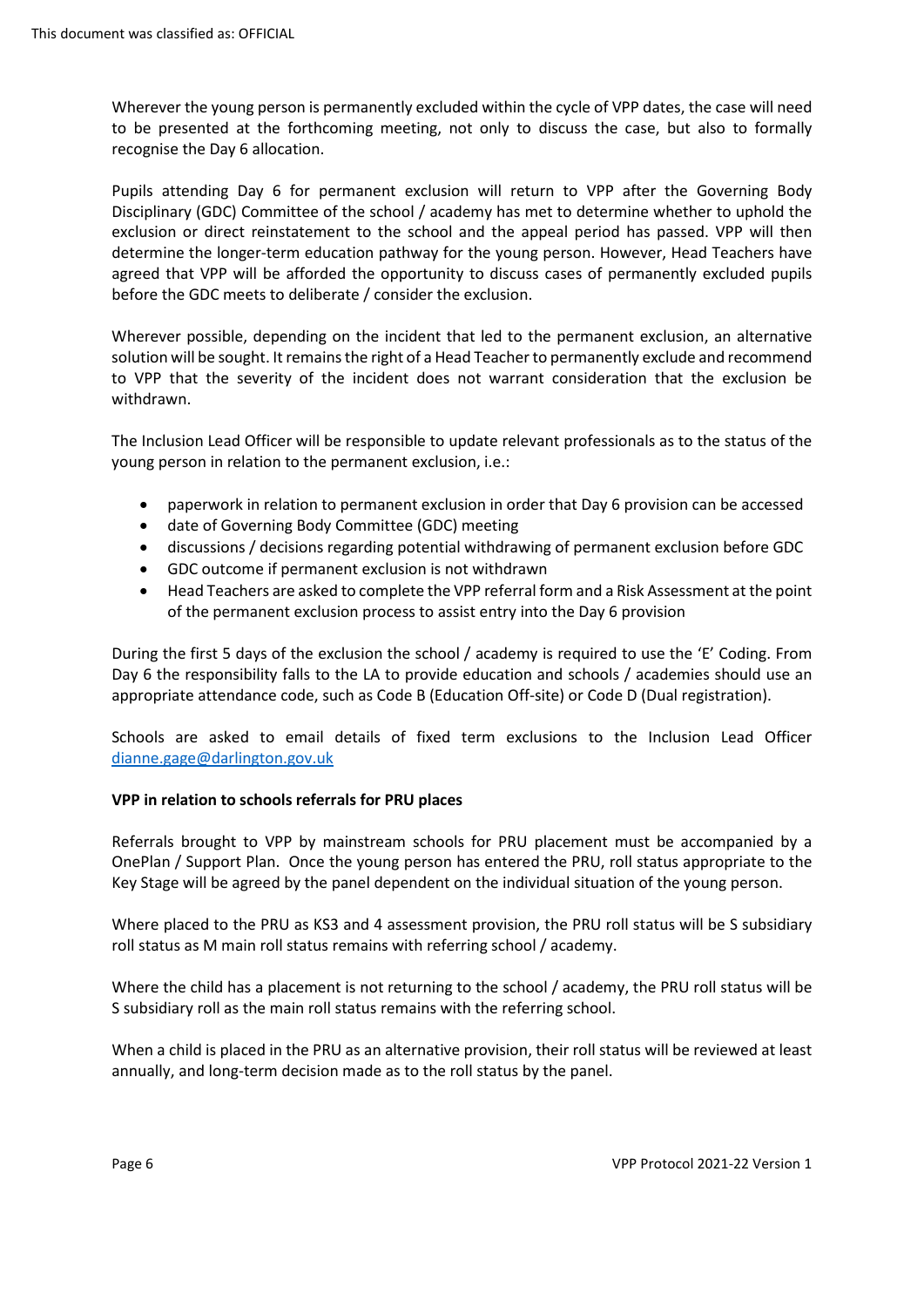Wherever the young person is permanently excluded within the cycle of VPP dates, the case will need to be presented at the forthcoming meeting, not only to discuss the case, but also to formally recognise the Day 6 allocation.

Pupils attending Day 6 for permanent exclusion will return to VPP after the Governing Body Disciplinary (GDC) Committee of the school / academy has met to determine whether to uphold the exclusion or direct reinstatement to the school and the appeal period has passed. VPP will then determine the longer-term education pathway for the young person. However, Head Teachers have agreed that VPP will be afforded the opportunity to discuss cases of permanently excluded pupils before the GDC meets to deliberate / consider the exclusion.

Wherever possible, depending on the incident that led to the permanent exclusion, an alternative solution will be sought. It remains the right of a Head Teacher to permanently exclude and recommend to VPP that the severity of the incident does not warrant consideration that the exclusion be withdrawn.

The Inclusion Lead Officer will be responsible to update relevant professionals as to the status of the young person in relation to the permanent exclusion, i.e.:

- paperwork in relation to permanent exclusion in order that Day 6 provision can be accessed
- date of Governing Body Committee (GDC) meeting
- discussions / decisions regarding potential withdrawing of permanent exclusion before GDC
- GDC outcome if permanent exclusion is not withdrawn
- Head Teachers are asked to complete the VPP referral form and a Risk Assessment at the point of the permanent exclusion process to assist entry into the Day 6 provision

During the first 5 days of the exclusion the school / academy is required to use the 'E' Coding. From Day 6 the responsibility falls to the LA to provide education and schools / academies should use an appropriate attendance code, such as Code B (Education Off-site) or Code D (Dual registration).

Schools are asked to email details of fixed term exclusions to the Inclusion Lead Officer dianne.gage@darlington.gov.uk

**VPP in relation to schools referrals for PRU places**

Referrals brought to VPP by mainstream schools for PRU placement must be accompanied by a OnePlan / Support Plan. Once the young person has entered the PRU, roll status appropriate to the Key Stage will be agreed by the panel dependent on the individual situation of the young person.

Where placed to the PRU as KS3 and 4 assessment provision, the PRU roll status will be S subsidiary roll status as M main roll status remains with referring school / academy.

Where the child has a placement is not returning to the school / academy, the PRU roll status will be S subsidiary roll as the main roll status remains with the referring school.

When a child is placed in the PRU as an alternative provision, their roll status will be reviewed at least annually, and long-term decision made as to the roll status by the panel.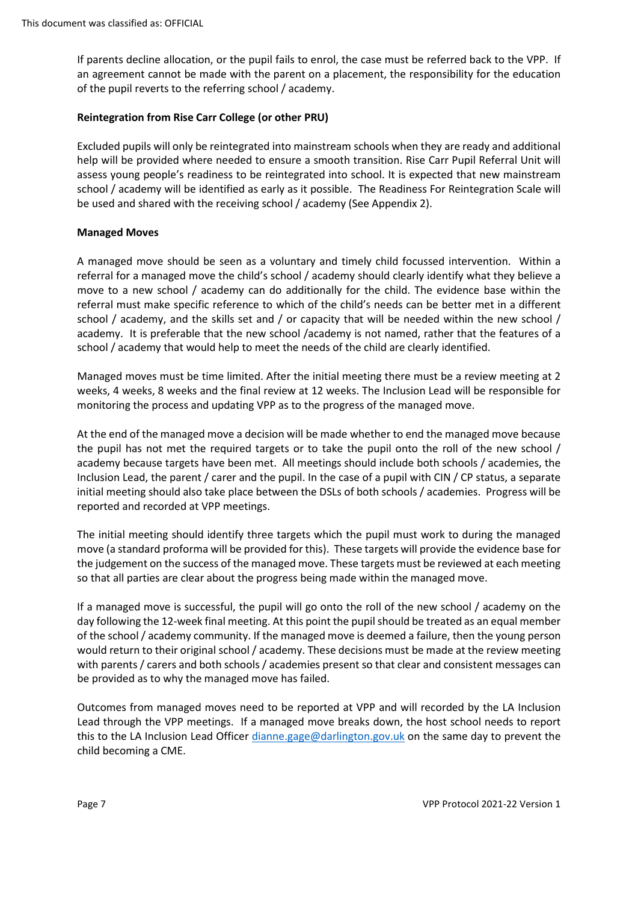If parents decline allocation, or the pupil fails to enrol, the case must be referred back to the VPP. If an agreement cannot be made with the parent on a placement, the responsibility for the education of the pupil reverts to the referring school / academy.

**Reintegration from Rise Carr College (or other PRU)**

Excluded pupils will only be reintegrated into mainstream schools when they are ready and additional help will be provided where needed to ensure a smooth transition. Rise Carr Pupil Referral Unit will assess young people's readiness to be reintegrated into school. It is expected that new mainstream school / academy will be identified as early as it possible. The Readiness For Reintegration Scale will be used and shared with the receiving school / academy (See Appendix 2).

**Managed Moves**

A managed move should be seen as a voluntary and timely child focussed intervention. Within a referral for a managed move the child's school / academy should clearly identify what they believe a move to a new school / academy can do additionally for the child. The evidence base within the referral must make specific reference to which of the child's needs can be better met in a different school / academy, and the skills set and / or capacity that will be needed within the new school / academy. It is preferable that the new school /academy is not named, rather that the features of a school / academy that would help to meet the needs of the child are clearly identified.

Managed moves must be time limited. After the initial meeting there must be a review meeting at 2 weeks, 4 weeks, 8 weeks and the final review at 12 weeks. The Inclusion Lead will be responsible for monitoring the process and updating VPP as to the progress of the managed move.

At the end of the managed move a decision will be made whether to end the managed move because the pupil has not met the required targets or to take the pupil onto the roll of the new school / academy because targets have been met. All meetings should include both schools / academies, the Inclusion Lead, the parent / carer and the pupil. In the case of a pupil with CIN / CP status, a separate initial meeting should also take place between the DSLs of both schools / academies. Progress will be reported and recorded at VPP meetings.

The initial meeting should identify three targets which the pupil must work to during the managed move (a standard proforma will be provided for this). These targets will provide the evidence base for the judgement on the success of the managed move. These targets must be reviewed at each meeting so that all parties are clear about the progress being made within the managed move.

If a managed move is successful, the pupil will go onto the roll of the new school / academy on the day following the 12-week final meeting. At this point the pupil should be treated as an equal member of the school / academy community. If the managed move is deemed a failure, then the young person would return to their original school / academy. These decisions must be made at the review meeting with parents / carers and both schools / academies present so that clear and consistent messages can be provided as to why the managed move has failed.

Outcomes from managed moves need to be reported at VPP and will recorded by the LA Inclusion Lead through the VPP meetings. If a managed move breaks down, the host school needs to report this to the LA Inclusion Lead Officer dianne.gage@darlington.gov.uk on the same day to prevent the child becoming a CME.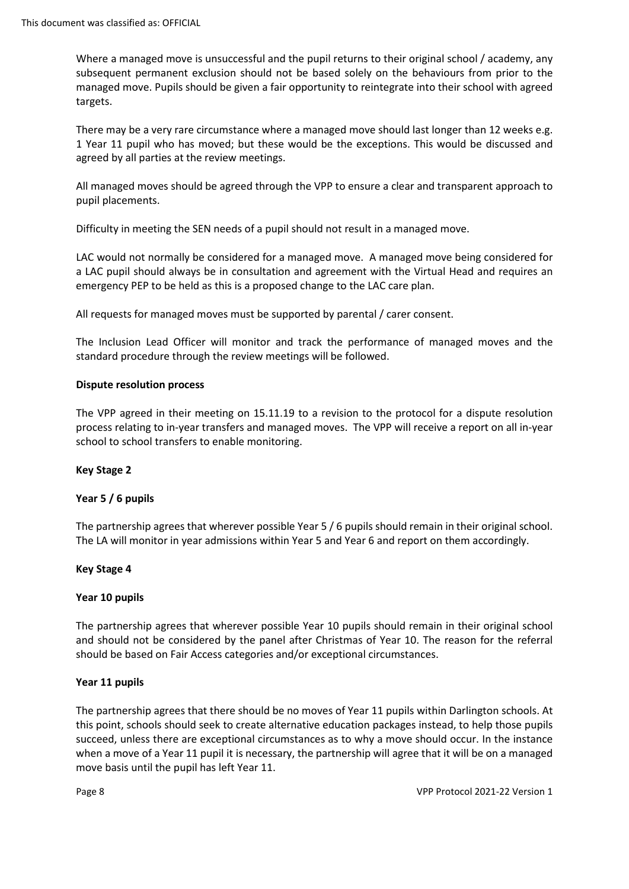Where a managed move is unsuccessful and the pupil returns to their original school / academy, any subsequent permanent exclusion should not be based solely on the behaviours from prior to the managed move. Pupils should be given a fair opportunity to reintegrate into their school with agreed targets.

There may be a very rare circumstance where a managed move should last longer than 12 weeks e.g. 1 Year 11 pupil who has moved; but these would be the exceptions. This would be discussed and agreed by all parties at the review meetings.

All managed moves should be agreed through the VPP to ensure a clear and transparent approach to pupil placements.

Difficulty in meeting the SEN needs of a pupil should not result in a managed move.

LAC would not normally be considered for a managed move. A managed move being considered for a LAC pupil should always be in consultation and agreement with the Virtual Head and requires an emergency PEP to be held as this is a proposed change to the LAC care plan.

All requests for managed moves must be supported by parental / carer consent.

The Inclusion Lead Officer will monitor and track the performance of managed moves and the standard procedure through the review meetings will be followed.

**Dispute resolution process**

The VPP agreed in their meeting on 15.11.19 to a revision to the protocol for a dispute resolution process relating to in-year transfers and managed moves. The VPP will receive a report on all in-year school to school transfers to enable monitoring.

**Key Stage 2**

**Year 5 / 6 pupils**

The partnership agrees that wherever possible Year 5 / 6 pupils should remain in their original school. The LA will monitor in year admissions within Year 5 and Year 6 and report on them accordingly.

**Key Stage 4**

**Year 10 pupils**

The partnership agrees that wherever possible Year 10 pupils should remain in their original school and should not be considered by the panel after Christmas of Year 10. The reason for the referral should be based on Fair Access categories and/or exceptional circumstances.

**Year 11 pupils**

The partnership agrees that there should be no moves of Year 11 pupils within Darlington schools. At this point, schools should seek to create alternative education packages instead, to help those pupils succeed, unless there are exceptional circumstances as to why a move should occur. In the instance when a move of a Year 11 pupil it is necessary, the partnership will agree that it will be on a managed move basis until the pupil has left Year 11.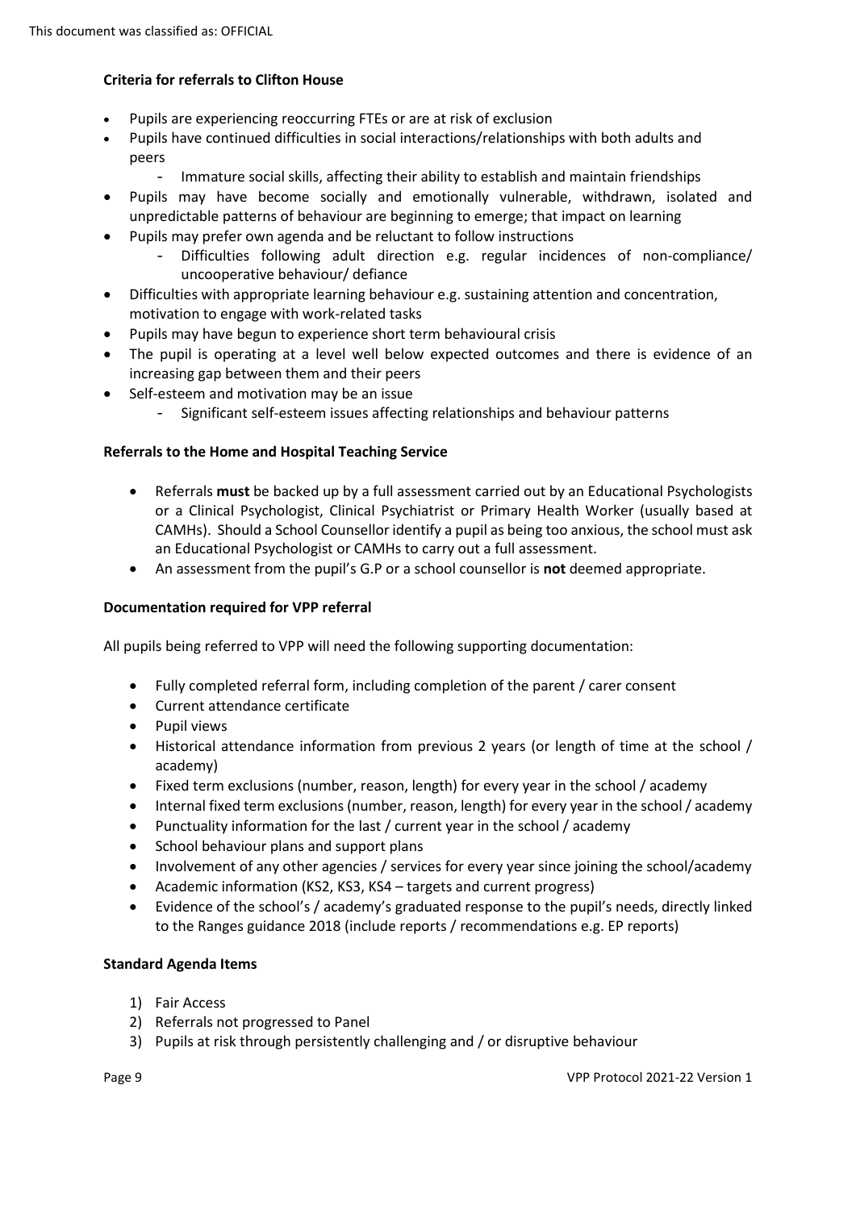### Criteria for referrals to Clifton House

- Pupils are experiencing reoccurring FTEs or are at risk of exclusion
- Pupils have continued difficulties in social interactions/relationships with both adults and peers
  - Immature social skills, affecting their ability to establish and maintain friendships
- Pupils may have become socially and emotionally vulnerable, withdrawn, isolated and unpredictable patterns of behaviour are beginning to emerge; that impact on learning
- Pupils may prefer own agenda and be reluctant to follow instructions
  - Difficulties following adult direction e.g. regular incidences of non-compliance/ uncooperative behaviour/ defiance
- Difficulties with appropriate learning behaviour e.g. sustaining attention and concentration, motivation to engage with work-related tasks
- Pupils may have begun to experience short term behavioural crisis
- The pupil is operating at a level well below expected outcomes and there is evidence of an increasing gap between them and their peers
- Self-esteem and motivation may be an issue
  - Significant self-esteem issues affecting relationships and behaviour patterns

### Referrals to the Home and Hospital Teaching Service

- Referrals **must** be backed up by a full assessment carried out by an Educational Psychologists or a Clinical Psychologist, Clinical Psychiatrist or Primary Health Worker (usually based at CAMHs). Should a School Counsellor identify a pupil as being too anxious, the school must ask an Educational Psychologist or CAMHs to carry out a full assessment.
- An assessment from the pupil's G.P or a school counsellor is **not** deemed appropriate.

### Documentation required for VPP referral

All pupils being referred to VPP will need the following supporting documentation:

- Fully completed referral form, including completion of the parent / carer consent
- Current attendance certificate
- Pupil views
- Historical attendance information from previous 2 years (or length of time at the school / academy)
- Fixed term exclusions (number, reason, length) for every year in the school / academy
- Internal fixed term exclusions (number, reason, length) for every year in the school / academy
- Punctuality information for the last / current year in the school / academy
- School behaviour plans and support plans
- Involvement of any other agencies / services for every year since joining the school/academy
- Academic information (KS2, KS3, KS4 – targets and current progress)
- Evidence of the school's / academy's graduated response to the pupil's needs, directly linked to the Ranges guidance 2018 (include reports / recommendations e.g. EP reports)

### Standard Agenda Items

1) Fair Access
2) Referrals not progressed to Panel
3) Pupils at risk through persistently challenging and / or disruptive behaviour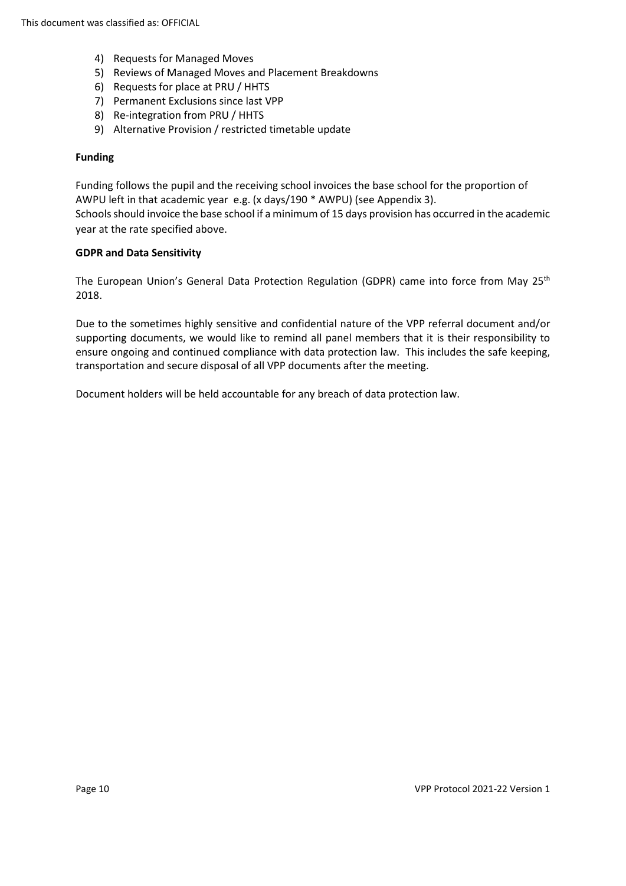4) Requests for Managed Moves
5) Reviews of Managed Moves and Placement Breakdowns
6) Requests for place at PRU / HHTS
7) Permanent Exclusions since last VPP
8) Re-integration from PRU / HHTS
9) Alternative Provision / restricted timetable update

**Funding**

Funding follows the pupil and the receiving school invoices the base school for the proportion of AWPU left in that academic year e.g. (x days/190 * AWPU) (see Appendix 3).
Schools should invoice the base school if a minimum of 15 days provision has occurred in the academic year at the rate specified above.

**GDPR and Data Sensitivity**

The European Union's General Data Protection Regulation (GDPR) came into force from May 25th 2018.

Due to the sometimes highly sensitive and confidential nature of the VPP referral document and/or supporting documents, we would like to remind all panel members that it is their responsibility to ensure ongoing and continued compliance with data protection law. This includes the safe keeping, transportation and secure disposal of all VPP documents after the meeting.

Document holders will be held accountable for any breach of data protection law.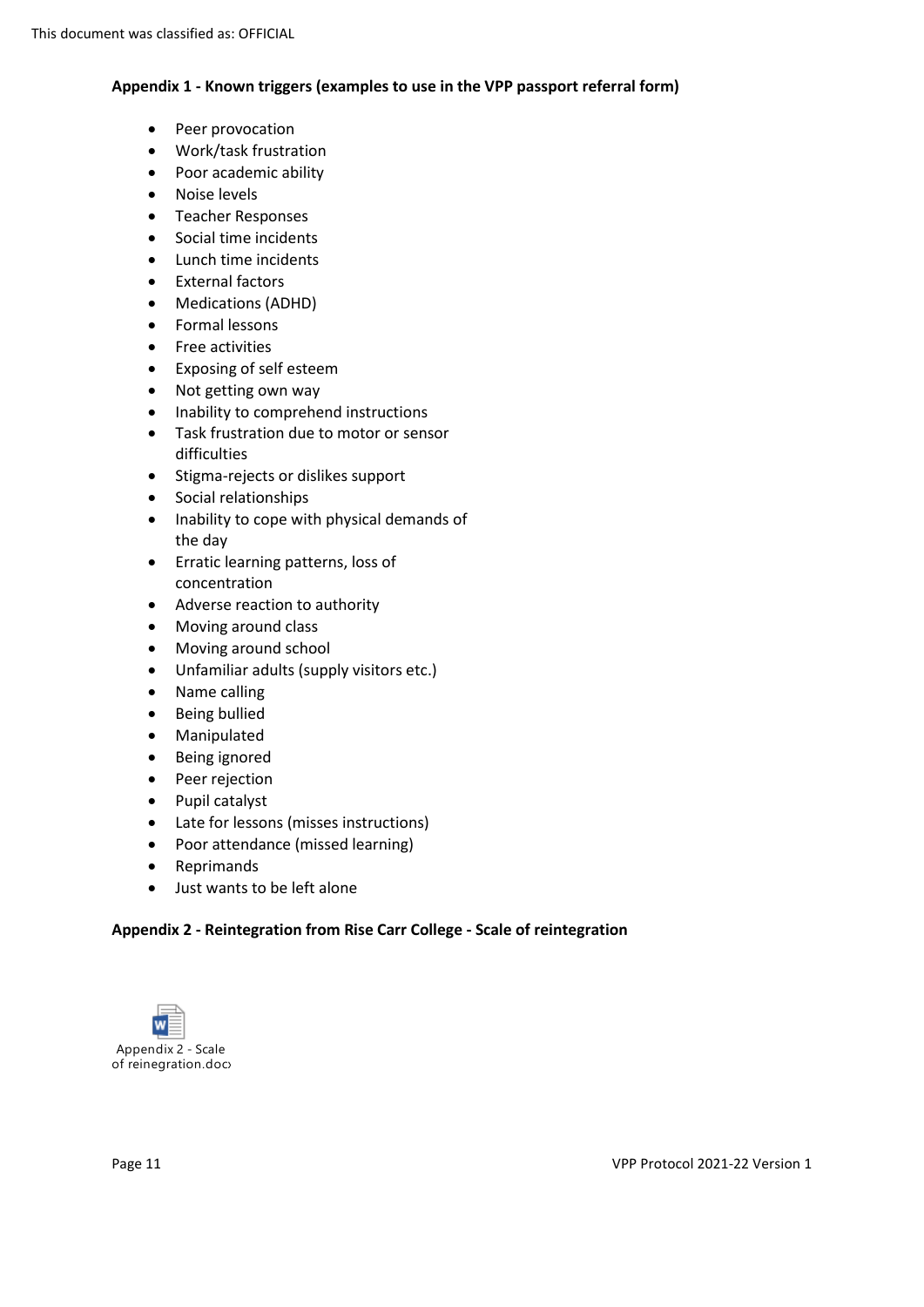### Appendix 1 - Known triggers (examples to use in the VPP passport referral form)

- Peer provocation
- Work/task frustration
- Poor academic ability
- Noise levels
- Teacher Responses
- Social time incidents
- Lunch time incidents
- External factors
- Medications (ADHD)
- Formal lessons
- Free activities
- Exposing of self esteem
- Not getting own way
- Inability to comprehend instructions
- Task frustration due to motor or sensor difficulties
- Stigma-rejects or dislikes support
- Social relationships
- Inability to cope with physical demands of the day
- Erratic learning patterns, loss of concentration
- Adverse reaction to authority
- Moving around class
- Moving around school
- Unfamiliar adults (supply visitors etc.)
- Name calling
- Being bullied
- Manipulated
- Being ignored
- Peer rejection
- Pupil catalyst
- Late for lessons (misses instructions)
- Poor attendance (missed learning)
- Reprimands
- Just wants to be left alone

### Appendix 2 - Reintegration from Rise Carr College - Scale of reintegration

Appendix 2 - Scale of reinegration.docx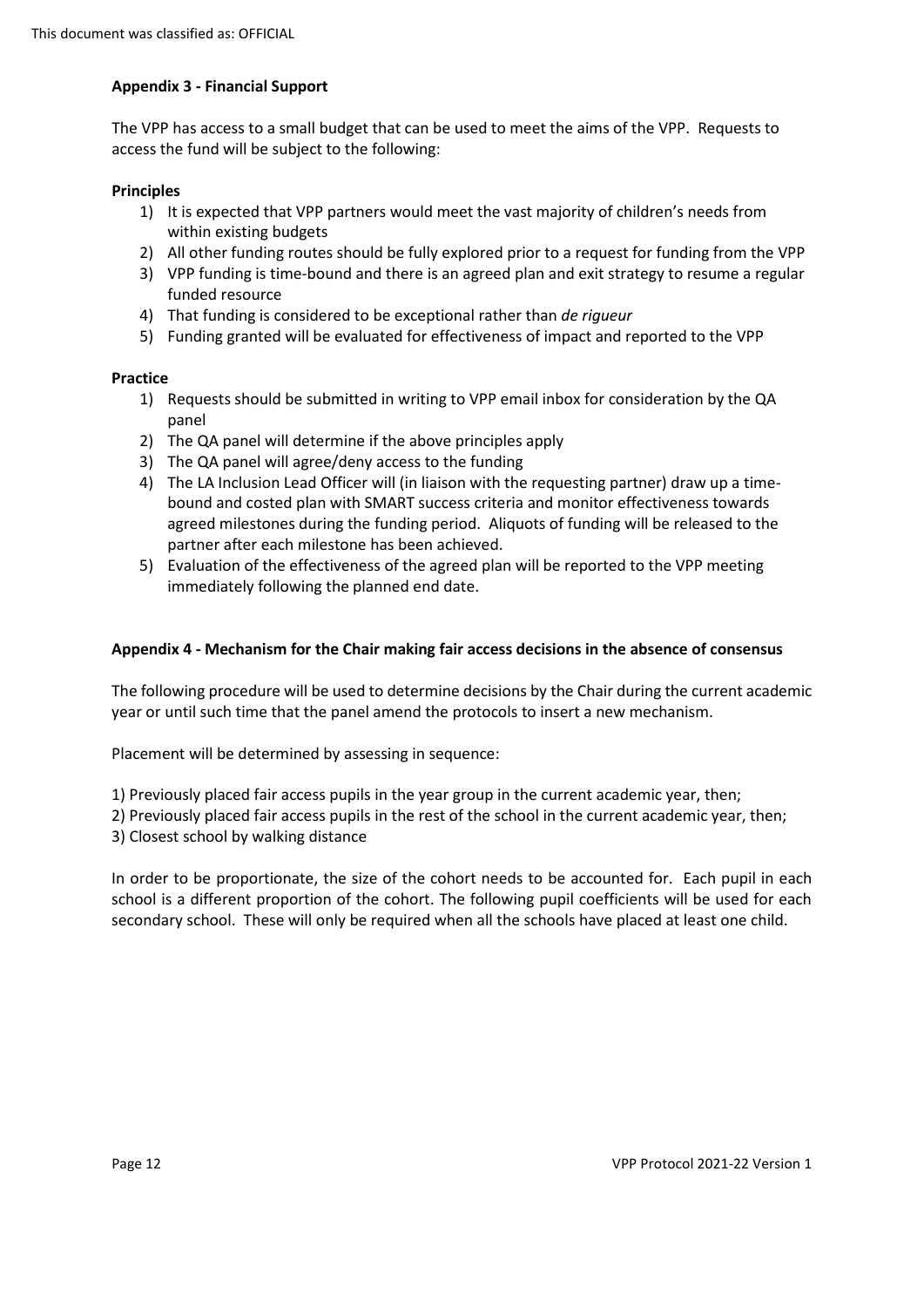### Appendix 3 - Financial Support

The VPP has access to a small budget that can be used to meet the aims of the VPP. Requests to access the fund will be subject to the following:

**Principles**

1) It is expected that VPP partners would meet the vast majority of children's needs from within existing budgets
2) All other funding routes should be fully explored prior to a request for funding from the VPP
3) VPP funding is time-bound and there is an agreed plan and exit strategy to resume a regular funded resource
4) That funding is considered to be exceptional rather than *de rigueur*
5) Funding granted will be evaluated for effectiveness of impact and reported to the VPP

**Practice**

1) Requests should be submitted in writing to VPP email inbox for consideration by the QA panel
2) The QA panel will determine if the above principles apply
3) The QA panel will agree/deny access to the funding
4) The LA Inclusion Lead Officer will (in liaison with the requesting partner) draw up a time-bound and costed plan with SMART success criteria and monitor effectiveness towards agreed milestones during the funding period. Aliquots of funding will be released to the partner after each milestone has been achieved.
5) Evaluation of the effectiveness of the agreed plan will be reported to the VPP meeting immediately following the planned end date.

### Appendix 4 - Mechanism for the Chair making fair access decisions in the absence of consensus

The following procedure will be used to determine decisions by the Chair during the current academic year or until such time that the panel amend the protocols to insert a new mechanism.

Placement will be determined by assessing in sequence:

1) Previously placed fair access pupils in the year group in the current academic year, then;
2) Previously placed fair access pupils in the rest of the school in the current academic year, then;
3) Closest school by walking distance

In order to be proportionate, the size of the cohort needs to be accounted for. Each pupil in each school is a different proportion of the cohort. The following pupil coefficients will be used for each secondary school. These will only be required when all the schools have placed at least one child.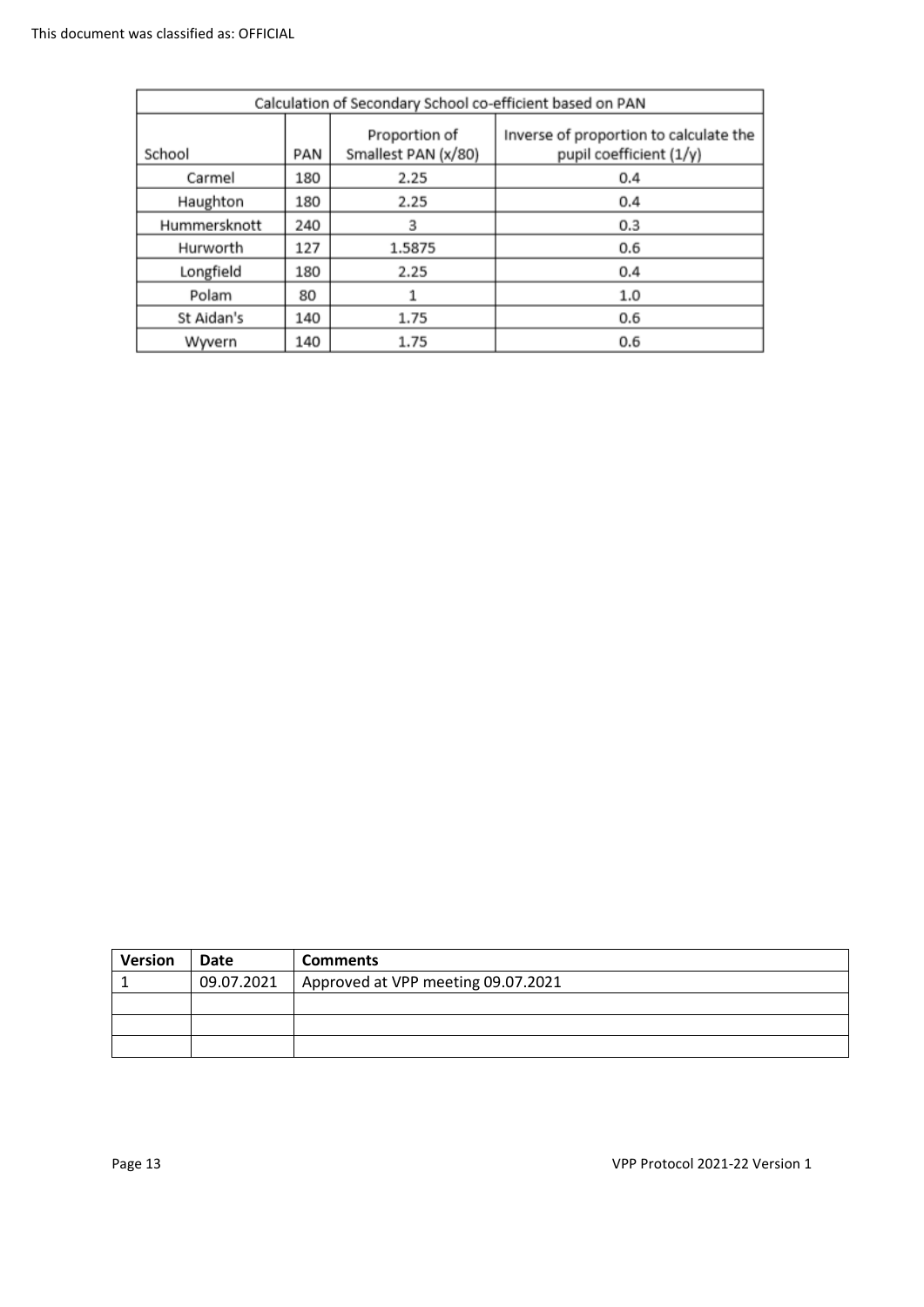| Calculation of Secondary School co-efficient based on PAN | | | |
|---|---|---|---|
| School | PAN | Proportion of Smallest PAN (x/80) | Inverse of proportion to calculate the pupil coefficient (1/y) |
| Carmel | 180 | 2.25 | 0.4 |
| Haughton | 180 | 2.25 | 0.4 |
| Hummersknott | 240 | 3 | 0.3 |
| Hurworth | 127 | 1.5875 | 0.6 |
| Longfield | 180 | 2.25 | 0.4 |
| Polam | 80 | 1 | 1.0 |
| St Aidan's | 140 | 1.75 | 0.6 |
| Wyvern | 140 | 1.75 | 0.6 |

| Version | Date | Comments |
|---|---|---|
| 1 | 09.07.2021 | Approved at VPP meeting 09.07.2021 |
| | | |
| | | |
| | | |